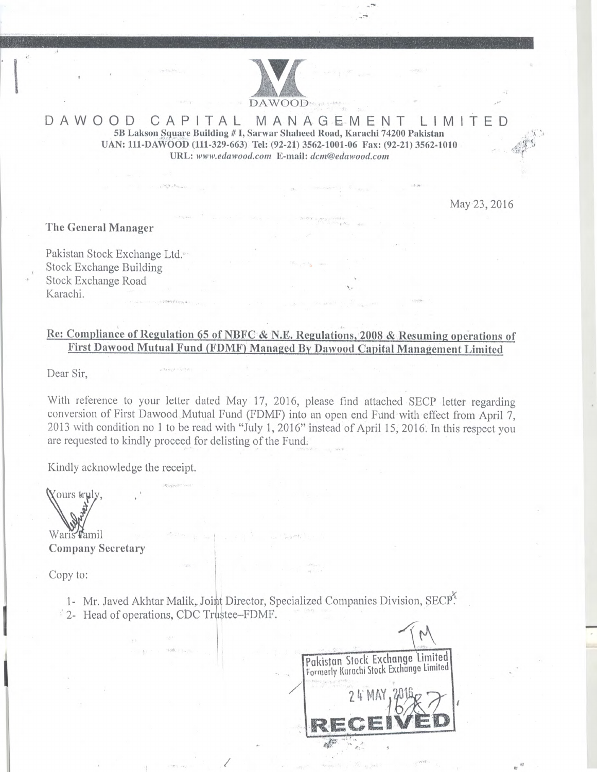DAWOOD

# DAWOOD CAPITAL MANAGEMENT LIMITED

**5B Lakson Square Building # I, Sarwar Shaheed Road, Karachi 74200 Pakistan**
**UAN: 111-DAWOOD (111-329-663) Tel: (92-21) 3562-1001-06 Fax: (92-21) 3562-1010**
**URL:** *www.edawood.com* **E-mail:** *dcm@edawood.com*

May 23, 2016

**The General Manager**

Pakistan Stock Exchange Ltd.
Stock Exchange Building
Stock Exchange Road
Karachi.

**Re: Compliance of Regulation 65 of NBFC & N.E. Regulations, 2008 & Resuming operations of First Dawood Mutual Fund (FDMF) Managed By Dawood Capital Management Limited**

Dear Sir,

With reference to your letter dated May 17, 2016, please find attached SECP letter regarding conversion of First Dawood Mutual Fund (FDMF) into an open end Fund with effect from April 7, 2013 with condition no 1 to be read with "July 1, 2016" instead of April 15, 2016. In this respect you are requested to kindly proceed for delisting of the Fund.

Kindly acknowledge the receipt.

Yours truly,

Waris Jamil
**Company Secretary**

Copy to:

1- Mr. Javed Akhtar Malik, Joint Director, Specialized Companies Division, SECP.
2- Head of operations, CDC Trustee–FDMF.

Pakistan Stock Exchange Limited
Formerly Karachi Stock Exchange Limited
24 MAY 2016
RECEIVED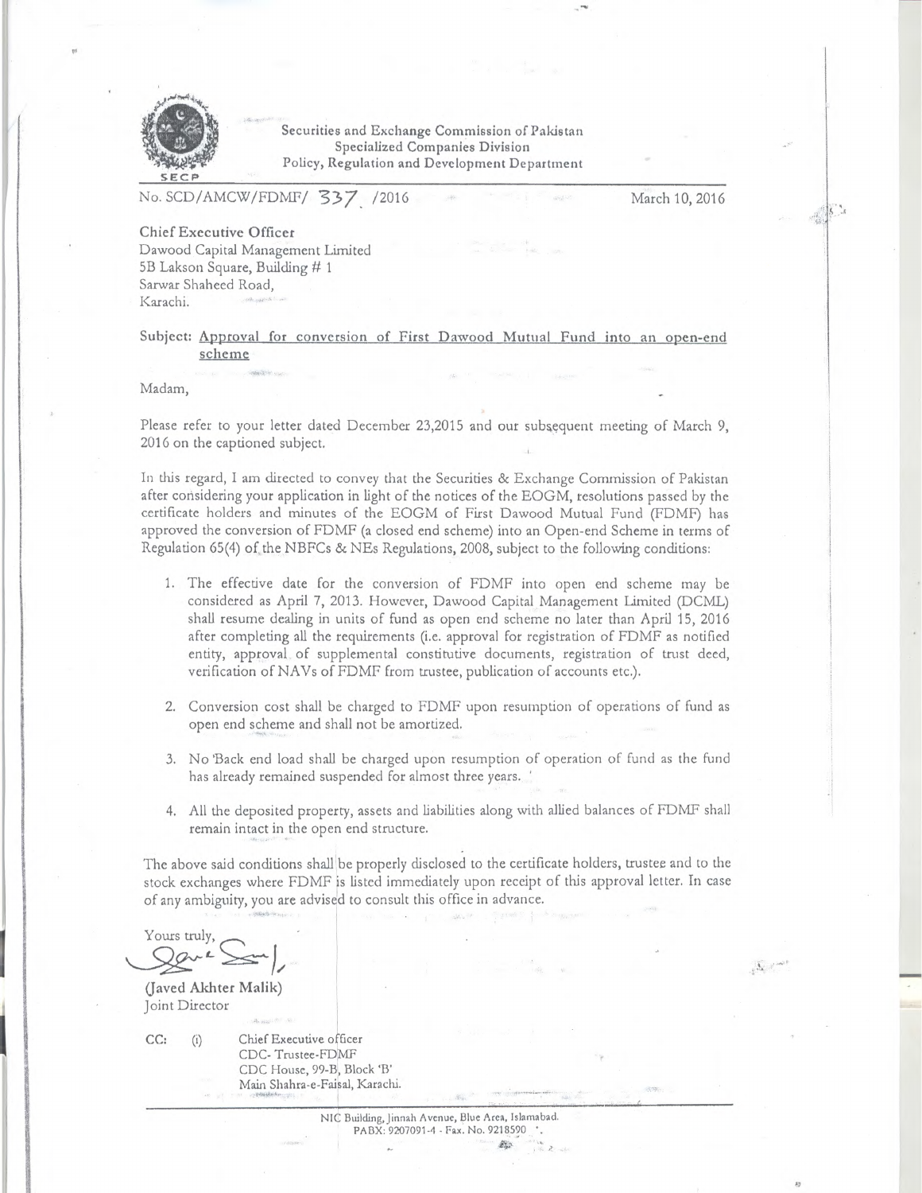Securities and Exchange Commission of Pakistan
Specialized Companies Division
Policy, Regulation and Development Department

No. SCD/AMCW/FDMF/ 337 /2016

March 10, 2016

**Chief Executive Officer**
Dawood Capital Management Limited
5B Lakson Square, Building # 1
Sarwar Shaheed Road,
Karachi.

**Subject:** Approval for conversion of First Dawood Mutual Fund into an open-end scheme

Madam,

Please refer to your letter dated December 23,2015 and our subsequent meeting of March 9, 2016 on the captioned subject.

In this regard, I am directed to convey that the Securities & Exchange Commission of Pakistan after considering your application in light of the notices of the EOGM, resolutions passed by the certificate holders and minutes of the EOGM of First Dawood Mutual Fund (FDMF) has approved the conversion of FDMF (a closed end scheme) into an Open-end Scheme in terms of Regulation 65(4) of the NBFCs & NEs Regulations, 2008, subject to the following conditions:

1. The effective date for the conversion of FDMF into open end scheme may be considered as April 7, 2013. However, Dawood Capital Management Limited (DCML) shall resume dealing in units of fund as open end scheme no later than April 15, 2016 after completing all the requirements (i.e. approval for registration of FDMF as notified entity, approval of supplemental constitutive documents, registration of trust deed, verification of NAVs of FDMF from trustee, publication of accounts etc.).

2. Conversion cost shall be charged to FDMF upon resumption of operations of fund as open end scheme and shall not be amortized.

3. No Back end load shall be charged upon resumption of operation of fund as the fund has already remained suspended for almost three years.

4. All the deposited property, assets and liabilities along with allied balances of FDMF shall remain intact in the open end structure.

The above said conditions shall be properly disclosed to the certificate holders, trustee and to the stock exchanges where FDMF is listed immediately upon receipt of this approval letter. In case of any ambiguity, you are advised to consult this office in advance.

Yours truly,

**(Javed Akhter Malik)**
Joint Director

CC: (i) Chief Executive officer
CDC- Trustee-FDMF
CDC House, 99-B, Block 'B'
Main Shahra-e-Faisal, Karachi.

NIC Building, Jinnah Avenue, Blue Area, Islamabad.
PABX: 9207091-4 - Fax. No. 9218590